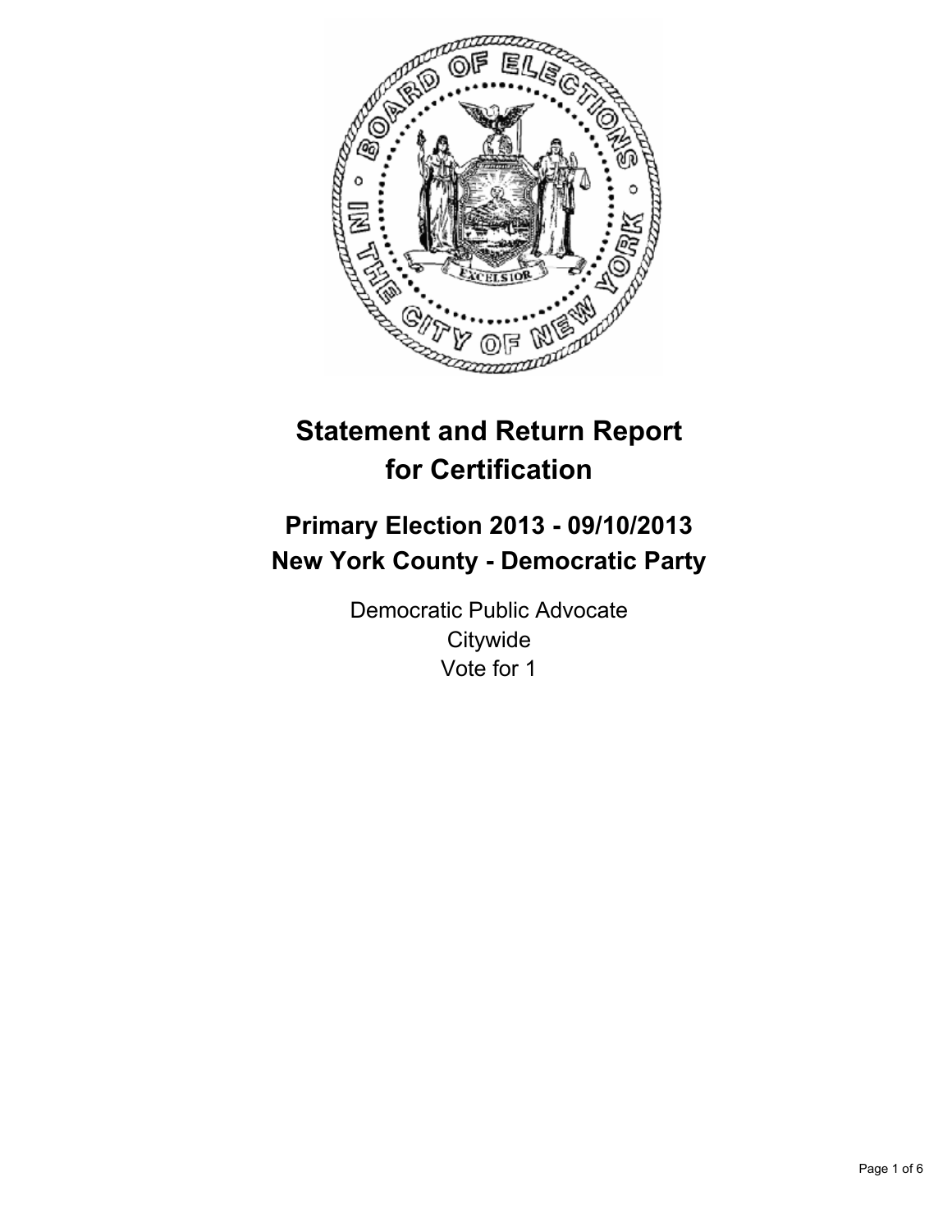# Statement and Return Report for Certification

## Primary Election 2013 - 09/10/2013
## New York County - Democratic Party

Democratic Public Advocate
Citywide
Vote for 1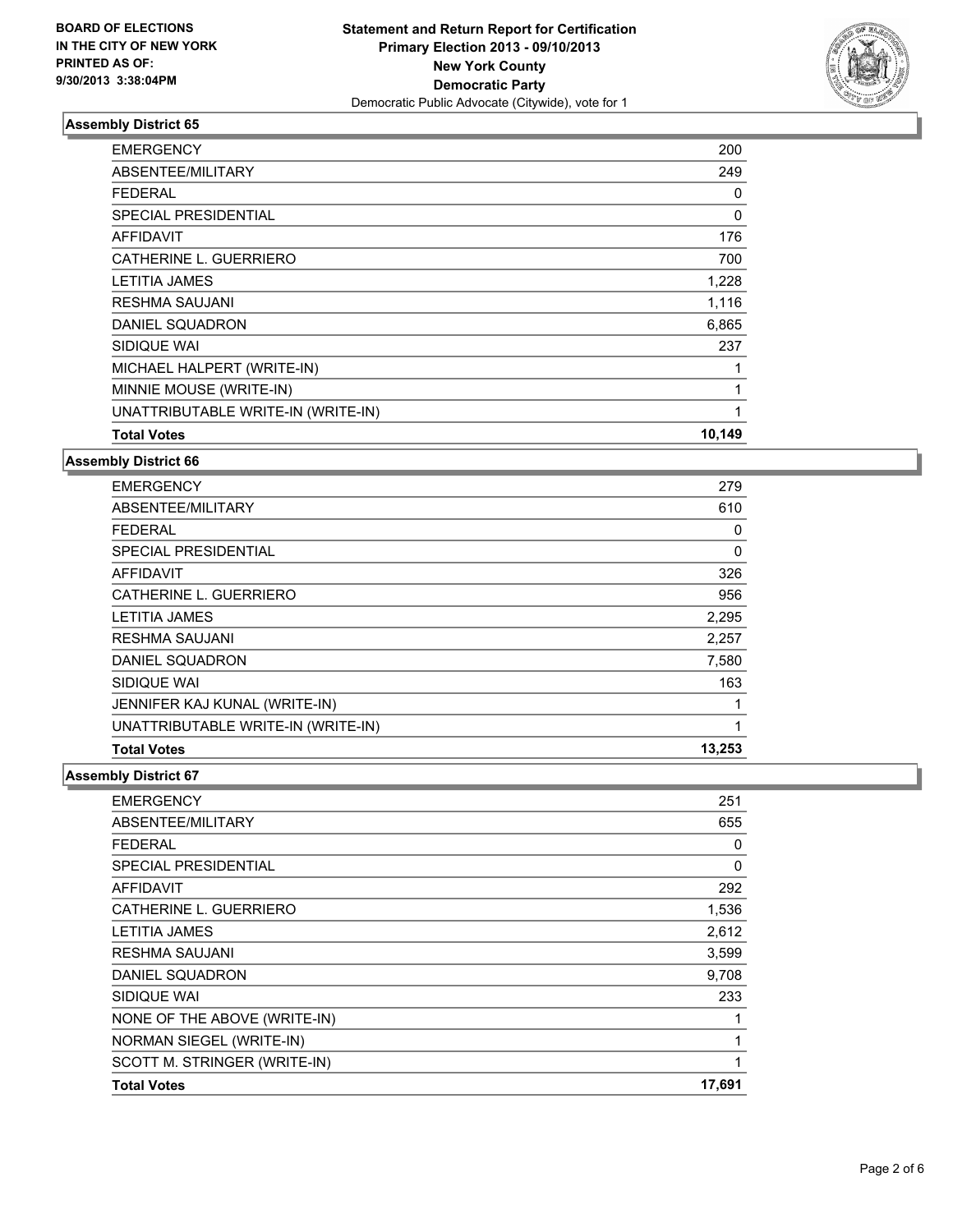**BOARD OF ELECTIONS IN THE CITY OF NEW YORK PRINTED AS OF: 9/30/2013 3:38:04PM**

**Statement and Return Report for Certification Primary Election 2013 - 09/10/2013 New York County Democratic Party**

Democratic Public Advocate (Citywide), vote for 1

### Assembly District 65

| | |
|---|---|
| EMERGENCY | 200 |
| ABSENTEE/MILITARY | 249 |
| FEDERAL | 0 |
| SPECIAL PRESIDENTIAL | 0 |
| AFFIDAVIT | 176 |
| CATHERINE L. GUERRIERO | 700 |
| LETITIA JAMES | 1,228 |
| RESHMA SAUJANI | 1,116 |
| DANIEL SQUADRON | 6,865 |
| SIDIQUE WAI | 237 |
| MICHAEL HALPERT (WRITE-IN) | 1 |
| MINNIE MOUSE (WRITE-IN) | 1 |
| UNATTRIBUTABLE WRITE-IN (WRITE-IN) | 1 |
| **Total Votes** | **10,149** |

### Assembly District 66

| | |
|---|---|
| EMERGENCY | 279 |
| ABSENTEE/MILITARY | 610 |
| FEDERAL | 0 |
| SPECIAL PRESIDENTIAL | 0 |
| AFFIDAVIT | 326 |
| CATHERINE L. GUERRIERO | 956 |
| LETITIA JAMES | 2,295 |
| RESHMA SAUJANI | 2,257 |
| DANIEL SQUADRON | 7,580 |
| SIDIQUE WAI | 163 |
| JENNIFER KAJ KUNAL (WRITE-IN) | 1 |
| UNATTRIBUTABLE WRITE-IN (WRITE-IN) | 1 |
| **Total Votes** | **13,253** |

### Assembly District 67

| | |
|---|---|
| EMERGENCY | 251 |
| ABSENTEE/MILITARY | 655 |
| FEDERAL | 0 |
| SPECIAL PRESIDENTIAL | 0 |
| AFFIDAVIT | 292 |
| CATHERINE L. GUERRIERO | 1,536 |
| LETITIA JAMES | 2,612 |
| RESHMA SAUJANI | 3,599 |
| DANIEL SQUADRON | 9,708 |
| SIDIQUE WAI | 233 |
| NONE OF THE ABOVE (WRITE-IN) | 1 |
| NORMAN SIEGEL (WRITE-IN) | 1 |
| SCOTT M. STRINGER (WRITE-IN) | 1 |
| **Total Votes** | **17,691** |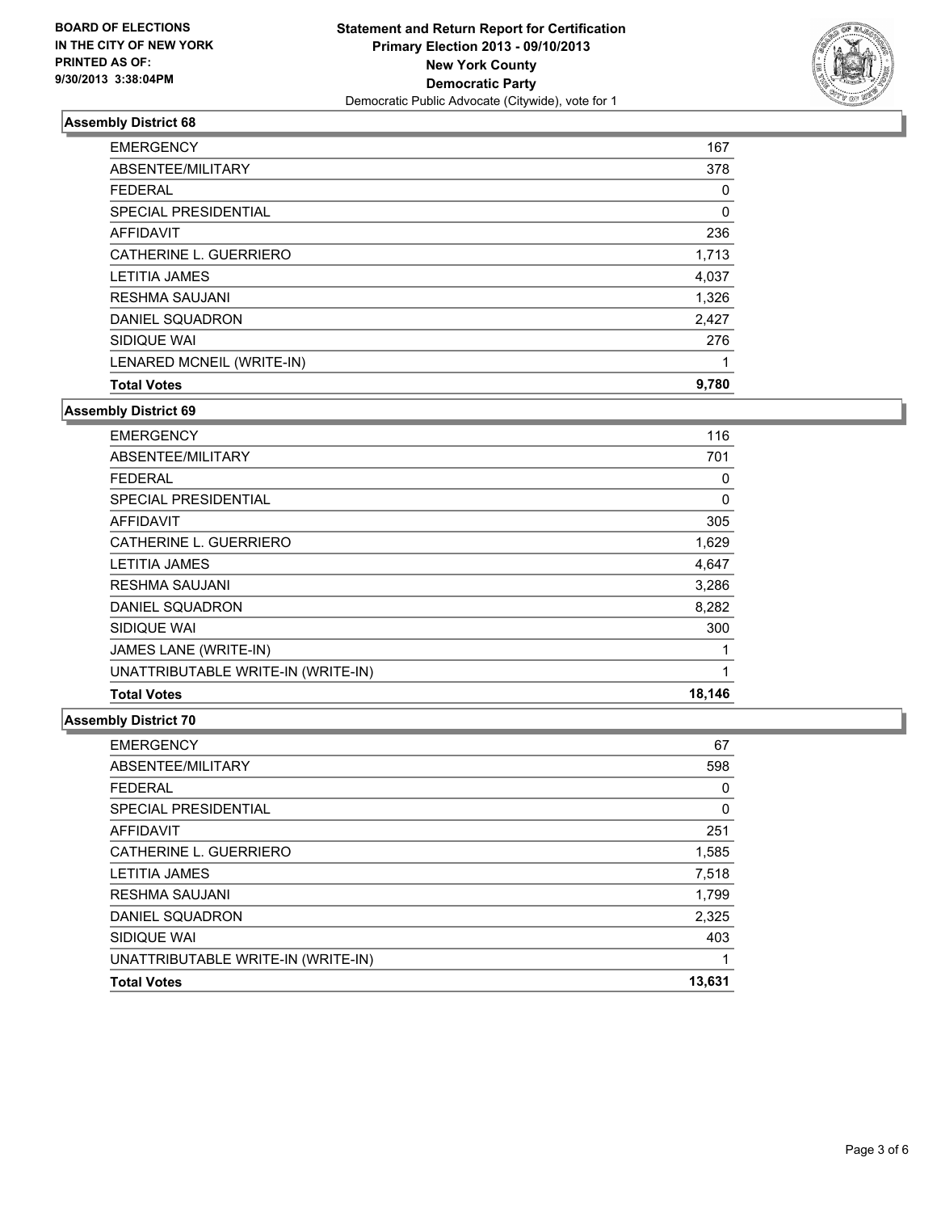**BOARD OF ELECTIONS IN THE CITY OF NEW YORK PRINTED AS OF: 9/30/2013 3:38:04PM**

**Statement and Return Report for Certification**
**Primary Election 2013 - 09/10/2013**
**New York County**
**Democratic Party**
Democratic Public Advocate (Citywide), vote for 1

### Assembly District 68

| | |
|---|---|
| EMERGENCY | 167 |
| ABSENTEE/MILITARY | 378 |
| FEDERAL | 0 |
| SPECIAL PRESIDENTIAL | 0 |
| AFFIDAVIT | 236 |
| CATHERINE L. GUERRIERO | 1,713 |
| LETITIA JAMES | 4,037 |
| RESHMA SAUJANI | 1,326 |
| DANIEL SQUADRON | 2,427 |
| SIDIQUE WAI | 276 |
| LENARED MCNEIL (WRITE-IN) | 1 |
| **Total Votes** | **9,780** |

### Assembly District 69

| | |
|---|---|
| EMERGENCY | 116 |
| ABSENTEE/MILITARY | 701 |
| FEDERAL | 0 |
| SPECIAL PRESIDENTIAL | 0 |
| AFFIDAVIT | 305 |
| CATHERINE L. GUERRIERO | 1,629 |
| LETITIA JAMES | 4,647 |
| RESHMA SAUJANI | 3,286 |
| DANIEL SQUADRON | 8,282 |
| SIDIQUE WAI | 300 |
| JAMES LANE (WRITE-IN) | 1 |
| UNATTRIBUTABLE WRITE-IN (WRITE-IN) | 1 |
| **Total Votes** | **18,146** |

### Assembly District 70

| | |
|---|---|
| EMERGENCY | 67 |
| ABSENTEE/MILITARY | 598 |
| FEDERAL | 0 |
| SPECIAL PRESIDENTIAL | 0 |
| AFFIDAVIT | 251 |
| CATHERINE L. GUERRIERO | 1,585 |
| LETITIA JAMES | 7,518 |
| RESHMA SAUJANI | 1,799 |
| DANIEL SQUADRON | 2,325 |
| SIDIQUE WAI | 403 |
| UNATTRIBUTABLE WRITE-IN (WRITE-IN) | 1 |
| **Total Votes** | **13,631** |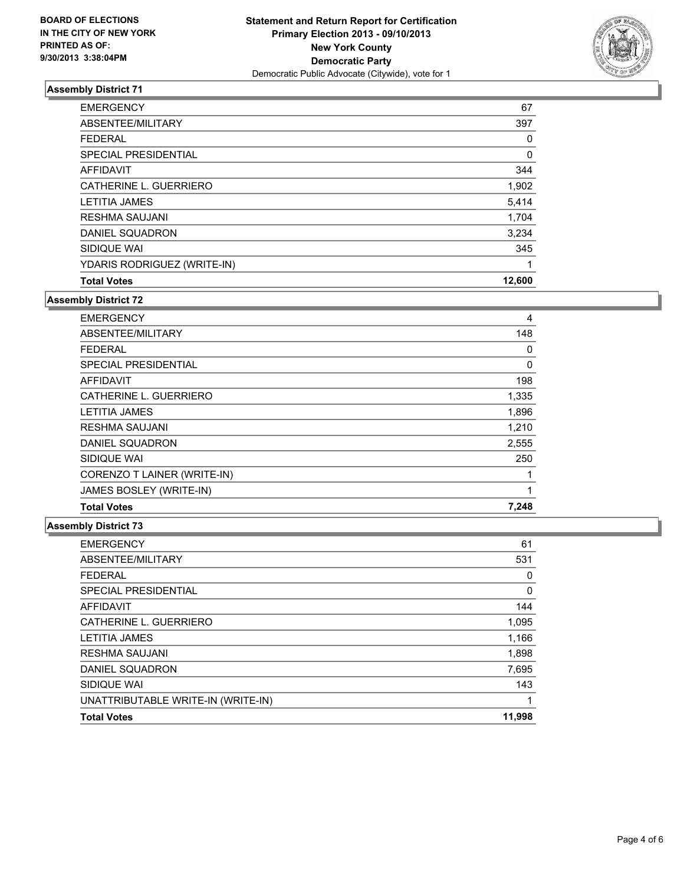BOARD OF ELECTIONS
IN THE CITY OF NEW YORK
PRINTED AS OF:
9/30/2013 3:38:04PM

**Statement and Return Report for Certification**
**Primary Election 2013 - 09/10/2013**
**New York County**
**Democratic Party**
Democratic Public Advocate (Citywide), vote for 1

### Assembly District 71

| | |
|---|---|
| EMERGENCY | 67 |
| ABSENTEE/MILITARY | 397 |
| FEDERAL | 0 |
| SPECIAL PRESIDENTIAL | 0 |
| AFFIDAVIT | 344 |
| CATHERINE L. GUERRIERO | 1,902 |
| LETITIA JAMES | 5,414 |
| RESHMA SAUJANI | 1,704 |
| DANIEL SQUADRON | 3,234 |
| SIDIQUE WAI | 345 |
| YDARIS RODRIGUEZ (WRITE-IN) | 1 |
| **Total Votes** | **12,600** |

### Assembly District 72

| | |
|---|---|
| EMERGENCY | 4 |
| ABSENTEE/MILITARY | 148 |
| FEDERAL | 0 |
| SPECIAL PRESIDENTIAL | 0 |
| AFFIDAVIT | 198 |
| CATHERINE L. GUERRIERO | 1,335 |
| LETITIA JAMES | 1,896 |
| RESHMA SAUJANI | 1,210 |
| DANIEL SQUADRON | 2,555 |
| SIDIQUE WAI | 250 |
| CORENZO T LAINER (WRITE-IN) | 1 |
| JAMES BOSLEY (WRITE-IN) | 1 |
| **Total Votes** | **7,248** |

### Assembly District 73

| | |
|---|---|
| EMERGENCY | 61 |
| ABSENTEE/MILITARY | 531 |
| FEDERAL | 0 |
| SPECIAL PRESIDENTIAL | 0 |
| AFFIDAVIT | 144 |
| CATHERINE L. GUERRIERO | 1,095 |
| LETITIA JAMES | 1,166 |
| RESHMA SAUJANI | 1,898 |
| DANIEL SQUADRON | 7,695 |
| SIDIQUE WAI | 143 |
| UNATTRIBUTABLE WRITE-IN (WRITE-IN) | 1 |
| **Total Votes** | **11,998** |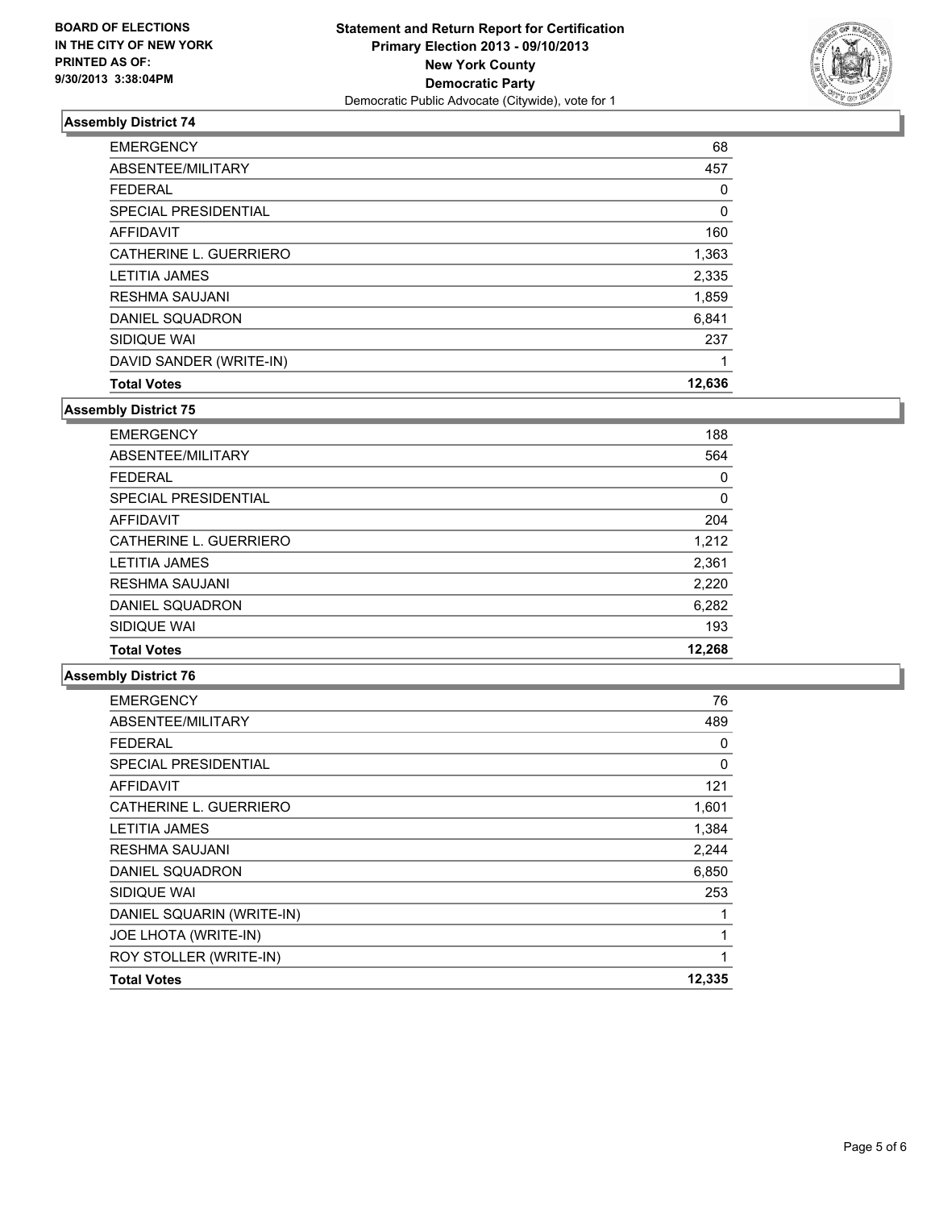BOARD OF ELECTIONS
IN THE CITY OF NEW YORK
PRINTED AS OF:
9/30/2013 3:38:04PM

**Statement and Return Report for Certification**
**Primary Election 2013 - 09/10/2013**
**New York County**
**Democratic Party**
Democratic Public Advocate (Citywide), vote for 1

### Assembly District 74

| | |
|---|---|
| EMERGENCY | 68 |
| ABSENTEE/MILITARY | 457 |
| FEDERAL | 0 |
| SPECIAL PRESIDENTIAL | 0 |
| AFFIDAVIT | 160 |
| CATHERINE L. GUERRIERO | 1,363 |
| LETITIA JAMES | 2,335 |
| RESHMA SAUJANI | 1,859 |
| DANIEL SQUADRON | 6,841 |
| SIDIQUE WAI | 237 |
| DAVID SANDER (WRITE-IN) | 1 |
| **Total Votes** | **12,636** |

### Assembly District 75

| | |
|---|---|
| EMERGENCY | 188 |
| ABSENTEE/MILITARY | 564 |
| FEDERAL | 0 |
| SPECIAL PRESIDENTIAL | 0 |
| AFFIDAVIT | 204 |
| CATHERINE L. GUERRIERO | 1,212 |
| LETITIA JAMES | 2,361 |
| RESHMA SAUJANI | 2,220 |
| DANIEL SQUADRON | 6,282 |
| SIDIQUE WAI | 193 |
| **Total Votes** | **12,268** |

### Assembly District 76

| | |
|---|---|
| EMERGENCY | 76 |
| ABSENTEE/MILITARY | 489 |
| FEDERAL | 0 |
| SPECIAL PRESIDENTIAL | 0 |
| AFFIDAVIT | 121 |
| CATHERINE L. GUERRIERO | 1,601 |
| LETITIA JAMES | 1,384 |
| RESHMA SAUJANI | 2,244 |
| DANIEL SQUADRON | 6,850 |
| SIDIQUE WAI | 253 |
| DANIEL SQUARIN (WRITE-IN) | 1 |
| JOE LHOTA (WRITE-IN) | 1 |
| ROY STOLLER (WRITE-IN) | 1 |
| **Total Votes** | **12,335** |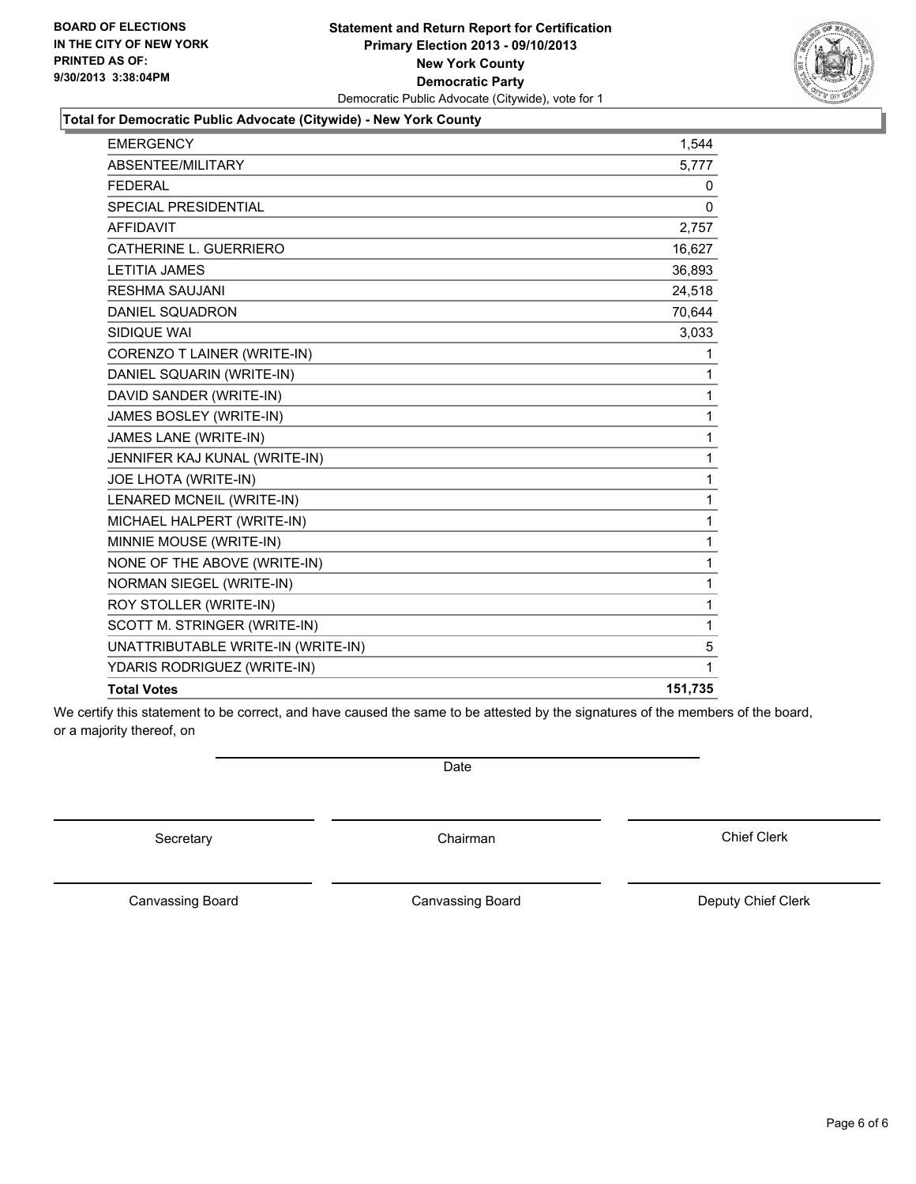**BOARD OF ELECTIONS**
**IN THE CITY OF NEW YORK**
**PRINTED AS OF:**
**9/30/2013 3:38:04PM**

# Statement and Return Report for Certification
## Primary Election 2013 - 09/10/2013
## New York County
## Democratic Party

Democratic Public Advocate (Citywide), vote for 1

### Total for Democratic Public Advocate (Citywide) - New York County

| | |
|---|---|
| EMERGENCY | 1,544 |
| ABSENTEE/MILITARY | 5,777 |
| FEDERAL | 0 |
| SPECIAL PRESIDENTIAL | 0 |
| AFFIDAVIT | 2,757 |
| CATHERINE L. GUERRIERO | 16,627 |
| LETITIA JAMES | 36,893 |
| RESHMA SAUJANI | 24,518 |
| DANIEL SQUADRON | 70,644 |
| SIDIQUE WAI | 3,033 |
| CORENZO T LAINER (WRITE-IN) | 1 |
| DANIEL SQUARIN (WRITE-IN) | 1 |
| DAVID SANDER (WRITE-IN) | 1 |
| JAMES BOSLEY (WRITE-IN) | 1 |
| JAMES LANE (WRITE-IN) | 1 |
| JENNIFER KAJ KUNAL (WRITE-IN) | 1 |
| JOE LHOTA (WRITE-IN) | 1 |
| LENARED MCNEIL (WRITE-IN) | 1 |
| MICHAEL HALPERT (WRITE-IN) | 1 |
| MINNIE MOUSE (WRITE-IN) | 1 |
| NONE OF THE ABOVE (WRITE-IN) | 1 |
| NORMAN SIEGEL (WRITE-IN) | 1 |
| ROY STOLLER (WRITE-IN) | 1 |
| SCOTT M. STRINGER (WRITE-IN) | 1 |
| UNATTRIBUTABLE WRITE-IN (WRITE-IN) | 5 |
| YDARIS RODRIGUEZ (WRITE-IN) | 1 |
| **Total Votes** | **151,735** |

We certify this statement to be correct, and have caused the same to be attested by the signatures of the members of the board, or a majority thereof, on

Date

Secretary | Chairman | Chief Clerk

Canvassing Board | Canvassing Board | Deputy Chief Clerk